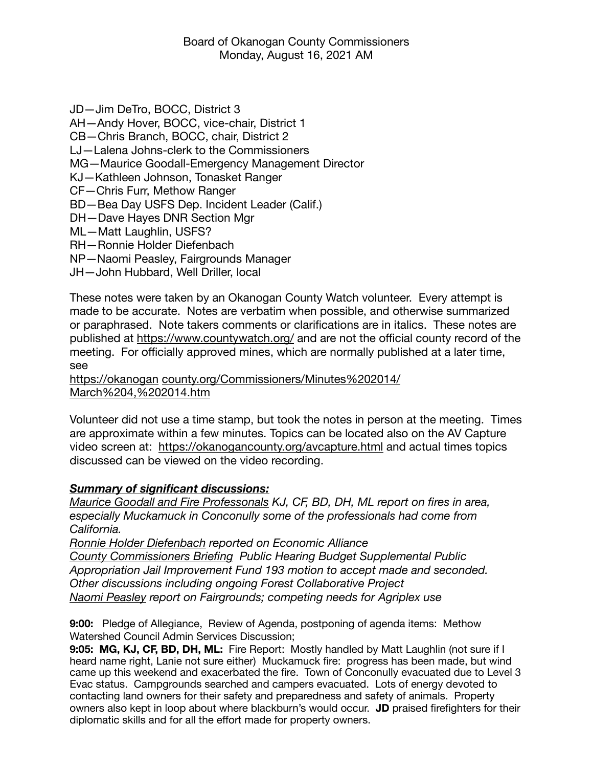Board of Okanogan County Commissioners
Monday, August 16, 2021 AM

JD—Jim DeTro, BOCC, District 3
AH—Andy Hover, BOCC, vice-chair, District 1
CB—Chris Branch, BOCC, chair, District 2
LJ—Lalena Johns-clerk to the Commissioners
MG—Maurice Goodall-Emergency Management Director
KJ—Kathleen Johnson, Tonasket Ranger
CF—Chris Furr, Methow Ranger
BD—Bea Day USFS Dep. Incident Leader (Calif.)
DH—Dave Hayes DNR Section Mgr
ML—Matt Laughlin, USFS?
RH—Ronnie Holder Diefenbach
NP—Naomi Peasley, Fairgrounds Manager
JH—John Hubbard, Well Driller, local

These notes were taken by an Okanogan County Watch volunteer. Every attempt is made to be accurate. Notes are verbatim when possible, and otherwise summarized or paraphrased. Note takers comments or clarifications are in italics. These notes are published at https://www.countywatch.org/ and are not the official county record of the meeting. For officially approved mines, which are normally published at a later time, see
https://okanogan county.org/Commissioners/Minutes%202014/March%204,%202014.htm

Volunteer did not use a time stamp, but took the notes in person at the meeting. Times are approximate within a few minutes. Topics can be located also on the AV Capture video screen at: https://okanogancounty.org/avcapture.html and actual times topics discussed can be viewed on the video recording.

***Summary of significant discussions:***

*Maurice Goodall and Fire Professonals KJ, CF, BD, DH, ML report on fires in area, especially Muckamuck in Conconully some of the professionals had come from California.*
*Ronnie Holder Diefenbach reported on Economic Alliance*
*County Commissioners Briefing Public Hearing Budget Supplemental Public Appropriation Jail Improvement Fund 193 motion to accept made and seconded. Other discussions including ongoing Forest Collaborative Project*
*Naomi Peasley report on Fairgrounds; competing needs for Agriplex use*

**9:00:** Pledge of Allegiance, Review of Agenda, postponing of agenda items: Methow Watershed Council Admin Services Discussion;
**9:05: MG, KJ, CF, BD, DH, ML:** Fire Report: Mostly handled by Matt Laughlin (not sure if I heard name right, Lanie not sure either) Muckamuck fire: progress has been made, but wind came up this weekend and exacerbated the fire. Town of Conconully evacuated due to Level 3 Evac status. Campgrounds searched and campers evacuated. Lots of energy devoted to contacting land owners for their safety and preparedness and safety of animals. Property owners also kept in loop about where blackburn's would occur. **JD** praised firefighters for their diplomatic skills and for all the effort made for property owners.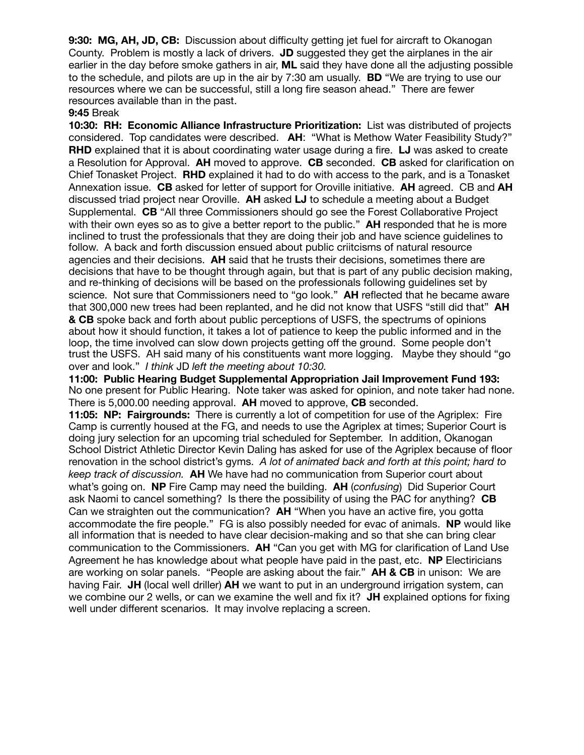**9:30: MG, AH, JD, CB:** Discussion about difficulty getting jet fuel for aircraft to Okanogan County. Problem is mostly a lack of drivers. **JD** suggested they get the airplanes in the air earlier in the day before smoke gathers in air, **ML** said they have done all the adjusting possible to the schedule, and pilots are up in the air by 7:30 am usually. **BD** "We are trying to use our resources where we can be successful, still a long fire season ahead." There are fewer resources available than in the past.

**9:45** Break

**10:30: RH: Economic Alliance Infrastructure Prioritization:** List was distributed of projects considered. Top candidates were described. **AH**: "What is Methow Water Feasibility Study?" **RHD** explained that it is about coordinating water usage during a fire. **LJ** was asked to create a Resolution for Approval. **AH** moved to approve. **CB** seconded. **CB** asked for clarification on Chief Tonasket Project. **RHD** explained it had to do with access to the park, and is a Tonasket Annexation issue. **CB** asked for letter of support for Oroville initiative. **AH** agreed. CB and **AH** discussed triad project near Oroville. **AH** asked **LJ** to schedule a meeting about a Budget Supplemental. **CB** "All three Commissioners should go see the Forest Collaborative Project with their own eyes so as to give a better report to the public." **AH** responded that he is more inclined to trust the professionals that they are doing their job and have science guidelines to follow. A back and forth discussion ensued about public criitcisms of natural resource agencies and their decisions. **AH** said that he trusts their decisions, sometimes there are decisions that have to be thought through again, but that is part of any public decision making, and re-thinking of decisions will be based on the professionals following guidelines set by science. Not sure that Commissioners need to "go look." **AH** reflected that he became aware that 300,000 new trees had been replanted, and he did not know that USFS "still did that" **AH & CB** spoke back and forth about public perceptions of USFS, the spectrums of opinions about how it should function, it takes a lot of patience to keep the public informed and in the loop, the time involved can slow down projects getting off the ground. Some people don't trust the USFS. AH said many of his constituents want more logging. Maybe they should "go over and look." *I think* JD *left the meeting about 10:30.*

**11:00: Public Hearing Budget Supplemental Appropriation Jail Improvement Fund 193:** No one present for Public Hearing. Note taker was asked for opinion, and note taker had none. There is 5,000.00 needing approval. **AH** moved to approve, **CB** seconded.

**11:05: NP: Fairgrounds:** There is currently a lot of competition for use of the Agriplex: Fire Camp is currently housed at the FG, and needs to use the Agriplex at times; Superior Court is doing jury selection for an upcoming trial scheduled for September. In addition, Okanogan School District Athletic Director Kevin Daling has asked for use of the Agriplex because of floor renovation in the school district's gyms. *A lot of animated back and forth at this point; hard to keep track of discussion.* **AH** We have had no communication from Superior court about what's going on. **NP** Fire Camp may need the building. **AH** (*confusing*) Did Superior Court ask Naomi to cancel something? Is there the possibility of using the PAC for anything? **CB** Can we straighten out the communication? **AH** "When you have an active fire, you gotta accommodate the fire people." FG is also possibly needed for evac of animals. **NP** would like all information that is needed to have clear decision-making and so that she can bring clear communication to the Commissioners. **AH** "Can you get with MG for clarification of Land Use Agreement he has knowledge about what people have paid in the past, etc. **NP** Electiricians are working on solar panels. "People are asking about the fair." **AH & CB** in unison: We are having Fair. **JH** (local well driller) **AH** we want to put in an underground irrigation system, can we combine our 2 wells, or can we examine the well and fix it? **JH** explained options for fixing well under different scenarios. It may involve replacing a screen.